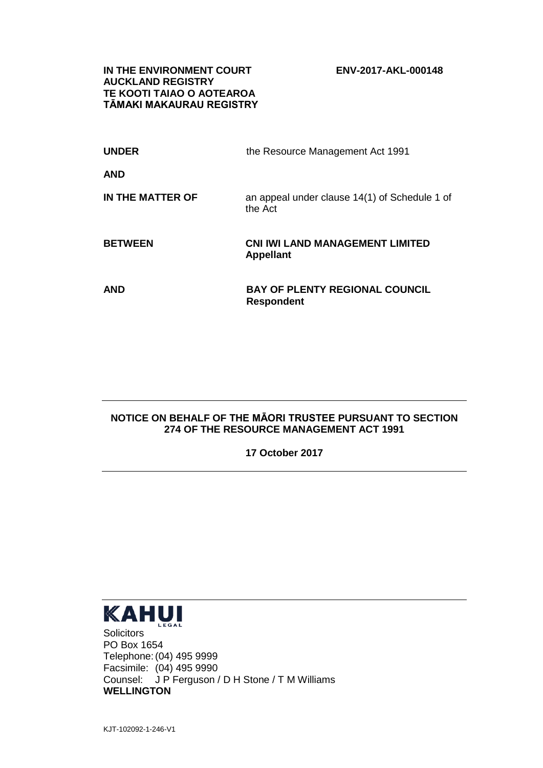**IN THE ENVIRONMENT COURT**
**AUCKLAND REGISTRY**
**TE KOOTI TAIAO O AOTEAROA**
**TĀMAKI MAKAURAU REGISTRY**

**ENV-2017-AKL-000148**

| | |
|---|---|
| **UNDER** | the Resource Management Act 1991 |
| **AND** | |
| **IN THE MATTER OF** | an appeal under clause 14(1) of Schedule 1 of the Act |
| **BETWEEN** | **CNI IWI LAND MANAGEMENT LIMITED**<br>**Appellant** |
| **AND** | **BAY OF PLENTY REGIONAL COUNCIL**<br>**Respondent** |

---

**NOTICE ON BEHALF OF THE MĀORI TRUSTEE PURSUANT TO SECTION 274 OF THE RESOURCE MANAGEMENT ACT 1991**

**17 October 2017**

---

**KAHUI**
LEGAL

Solicitors
PO Box 1654
Telephone: (04) 495 9999
Facsimile: (04) 495 9990
Counsel: J P Ferguson / D H Stone / T M Williams
**WELLINGTON**

KJT-102092-1-246-V1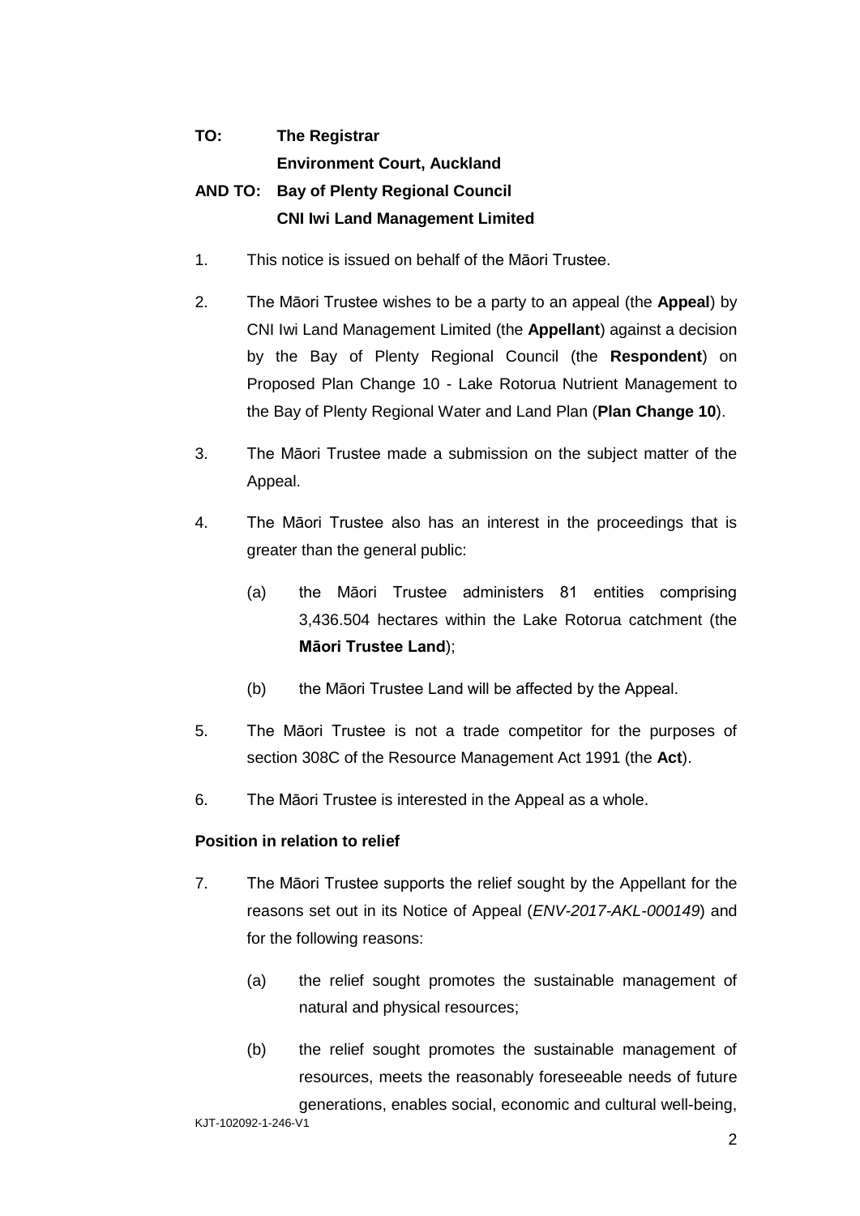**TO: The Registrar**
**Environment Court, Auckland**

**AND TO: Bay of Plenty Regional Council**
**CNI Iwi Land Management Limited**

1. This notice is issued on behalf of the Māori Trustee.

2. The Māori Trustee wishes to be a party to an appeal (the **Appeal**) by CNI Iwi Land Management Limited (the **Appellant**) against a decision by the Bay of Plenty Regional Council (the **Respondent**) on Proposed Plan Change 10 - Lake Rotorua Nutrient Management to the Bay of Plenty Regional Water and Land Plan (**Plan Change 10**).

3. The Māori Trustee made a submission on the subject matter of the Appeal.

4. The Māori Trustee also has an interest in the proceedings that is greater than the general public:

   (a) the Māori Trustee administers 81 entities comprising 3,436.504 hectares within the Lake Rotorua catchment (the **Māori Trustee Land**);

   (b) the Māori Trustee Land will be affected by the Appeal.

5. The Māori Trustee is not a trade competitor for the purposes of section 308C of the Resource Management Act 1991 (the **Act**).

6. The Māori Trustee is interested in the Appeal as a whole.

**Position in relation to relief**

7. The Māori Trustee supports the relief sought by the Appellant for the reasons set out in its Notice of Appeal (*ENV-2017-AKL-000149*) and for the following reasons:

   (a) the relief sought promotes the sustainable management of natural and physical resources;

   (b) the relief sought promotes the sustainable management of resources, meets the reasonably foreseeable needs of future generations, enables social, economic and cultural well-being,

KJT-102092-1-246-V1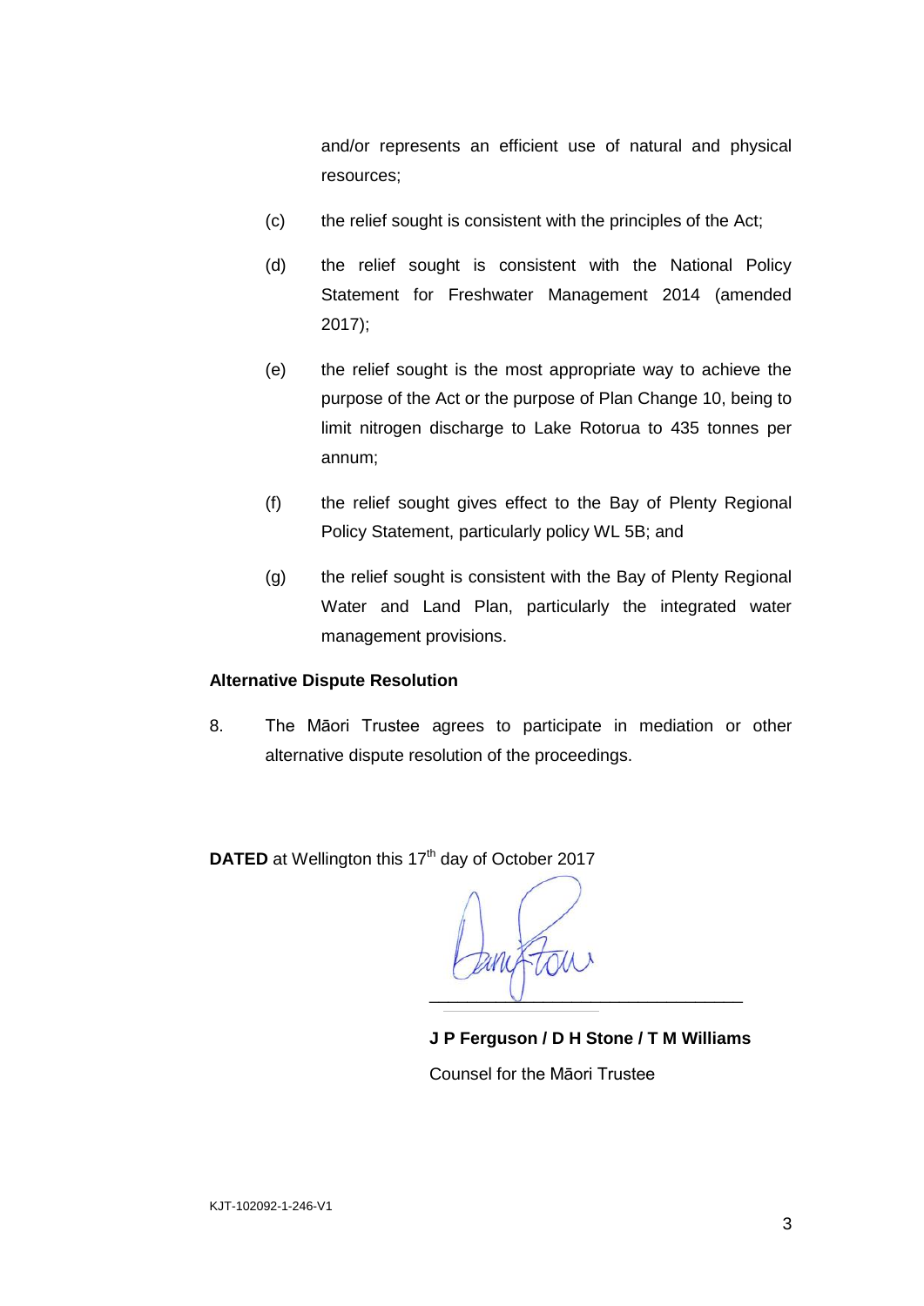and/or represents an efficient use of natural and physical resources;

(c) the relief sought is consistent with the principles of the Act;

(d) the relief sought is consistent with the National Policy Statement for Freshwater Management 2014 (amended 2017);

(e) the relief sought is the most appropriate way to achieve the purpose of the Act or the purpose of Plan Change 10, being to limit nitrogen discharge to Lake Rotorua to 435 tonnes per annum;

(f) the relief sought gives effect to the Bay of Plenty Regional Policy Statement, particularly policy WL 5B; and

(g) the relief sought is consistent with the Bay of Plenty Regional Water and Land Plan, particularly the integrated water management provisions.

**Alternative Dispute Resolution**

8. The Māori Trustee agrees to participate in mediation or other alternative dispute resolution of the proceedings.

**DATED** at Wellington this 17th day of October 2017

\_\_\_\_\_\_\_\_\_\_\_\_\_\_\_\_\_\_\_\_\_\_\_\_\_\_\_\_\_\_\_\_

**J P Ferguson / D H Stone / T M Williams**

Counsel for the Māori Trustee

KJT-102092-1-246-V1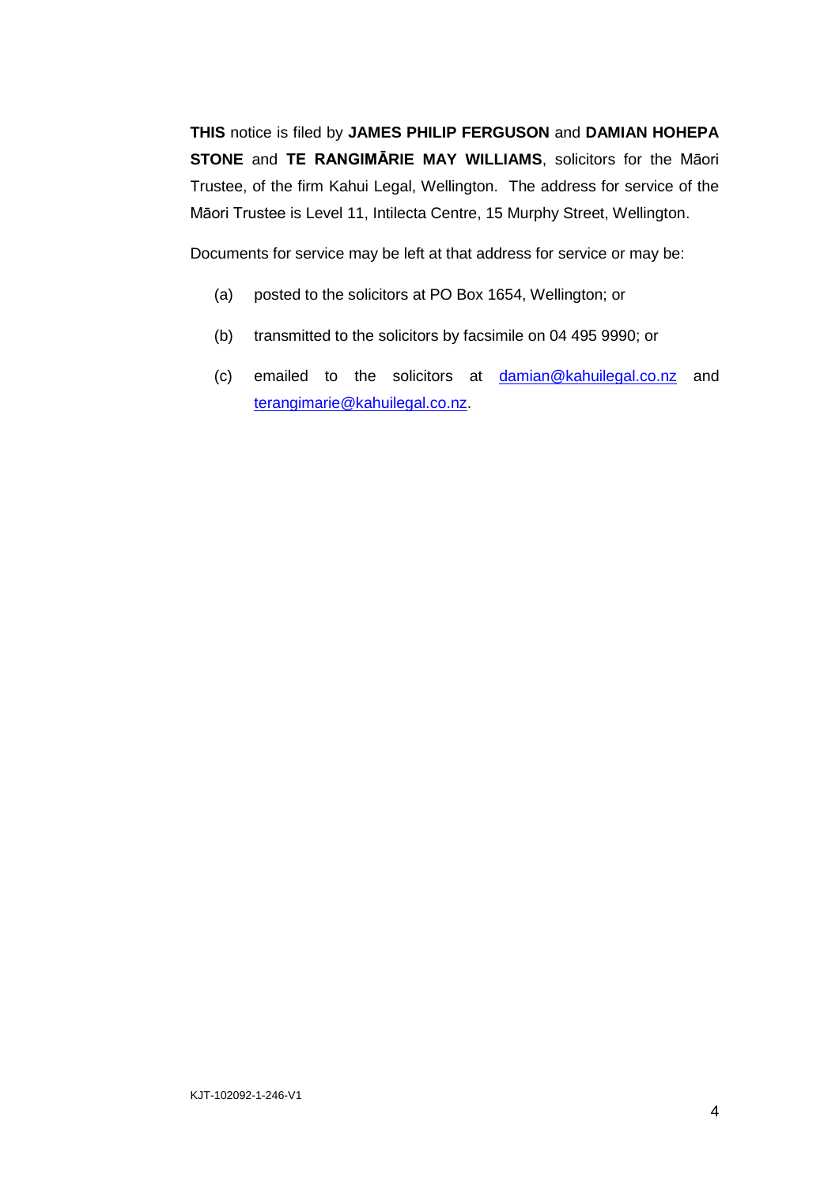**THIS** notice is filed by **JAMES PHILIP FERGUSON** and **DAMIAN HOHEPA STONE** and **TE RANGIMĀRIE MAY WILLIAMS**, solicitors for the Māori Trustee, of the firm Kahui Legal, Wellington. The address for service of the Māori Trustee is Level 11, Intilecta Centre, 15 Murphy Street, Wellington.

Documents for service may be left at that address for service or may be:

(a) posted to the solicitors at PO Box 1654, Wellington; or

(b) transmitted to the solicitors by facsimile on 04 495 9990; or

(c) emailed to the solicitors at damian@kahuilegal.co.nz and terangimarie@kahuilegal.co.nz.

KJT-102092-1-246-V1